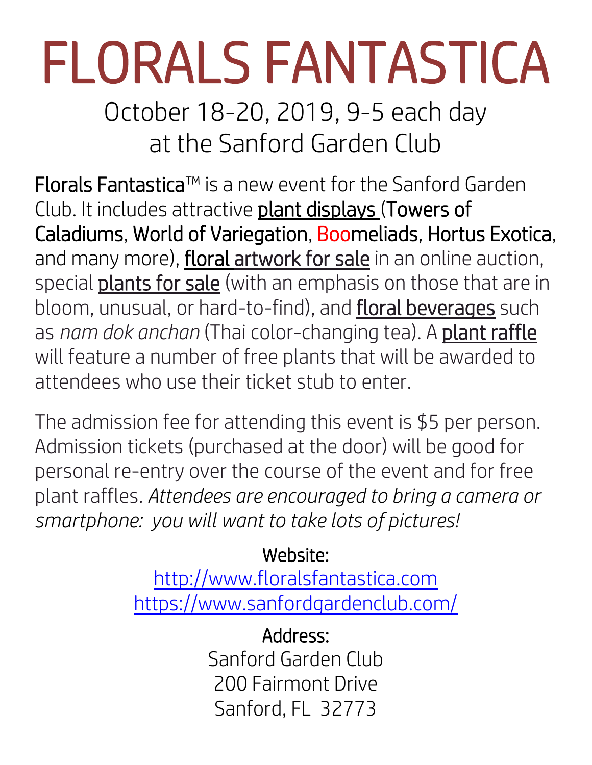# FLORALS FANTASTICA

## October 18-20, 2019, 9-5 each day
## at the Sanford Garden Club

**Florals Fantastica**™ is a new event for the Sanford Garden Club. It includes attractive **plant displays** (**Towers of Caladiums**, **World of Variegation**, **Boomeliads**, **Hortus Exotica**, and many more), **floral artwork for sale** in an online auction, special **plants for sale** (with an emphasis on those that are in bloom, unusual, or hard-to-find), and **floral beverages** such as *nam dok anchan* (Thai color-changing tea). A **plant raffle** will feature a number of free plants that will be awarded to attendees who use their ticket stub to enter.

The admission fee for attending this event is $5 per person. Admission tickets (purchased at the door) will be good for personal re-entry over the course of the event and for free plant raffles. *Attendees are encouraged to bring a camera or smartphone: you will want to take lots of pictures!*

**Website:**
http://www.floralsfantastica.com
https://www.sanfordgardenclub.com/

**Address:**
Sanford Garden Club
200 Fairmont Drive
Sanford, FL 32773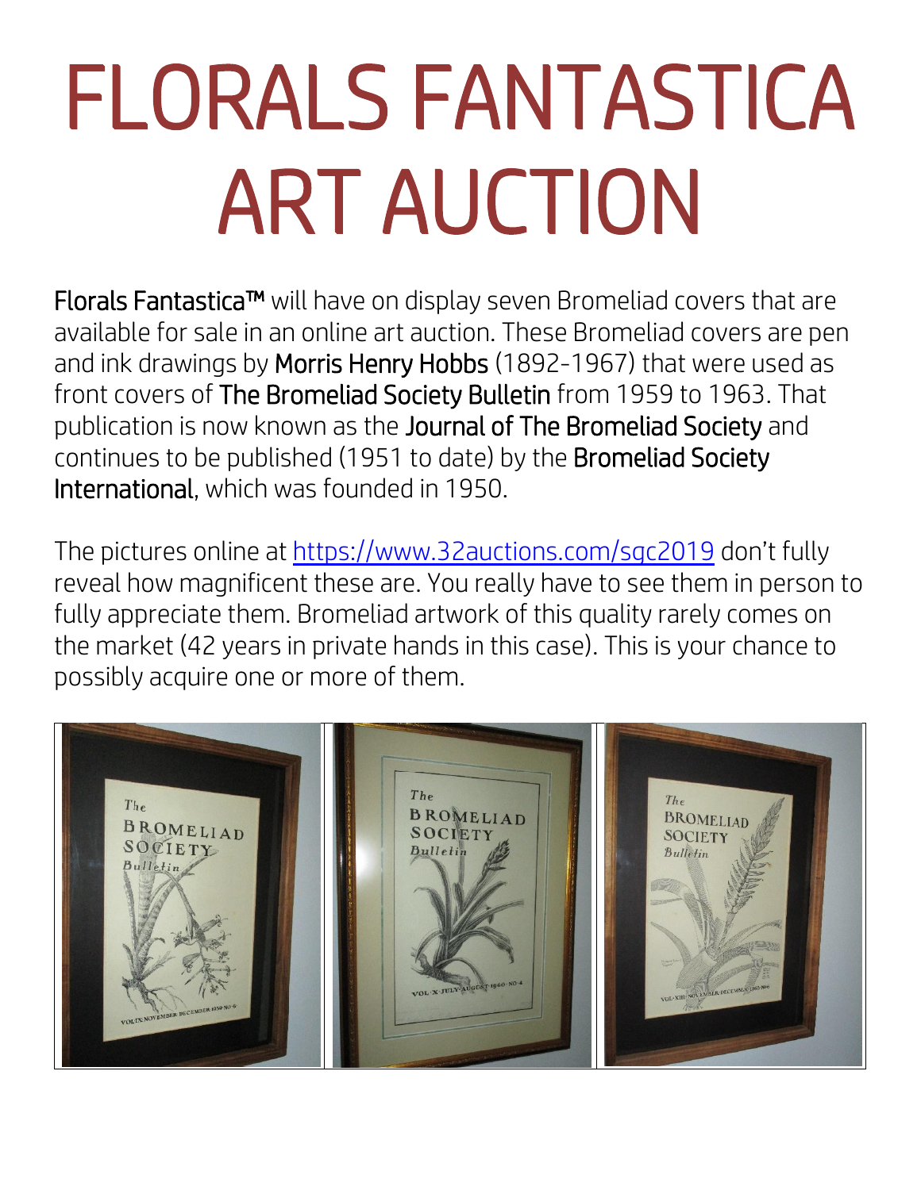# FLORALS FANTASTICA ART AUCTION

**Florals Fantastica™** will have on display seven Bromeliad covers that are available for sale in an online art auction. These Bromeliad covers are pen and ink drawings by **Morris Henry Hobbs** (1892-1967) that were used as front covers of **The Bromeliad Society Bulletin** from 1959 to 1963. That publication is now known as the **Journal of The Bromeliad Society** and continues to be published (1951 to date) by the **Bromeliad Society International**, which was founded in 1950.

The pictures online at https://www.32auctions.com/sgc2019 don't fully reveal how magnificent these are. You really have to see them in person to fully appreciate them. Bromeliad artwork of this quality rarely comes on the market (42 years in private hands in this case). This is your chance to possibly acquire one or more of them.